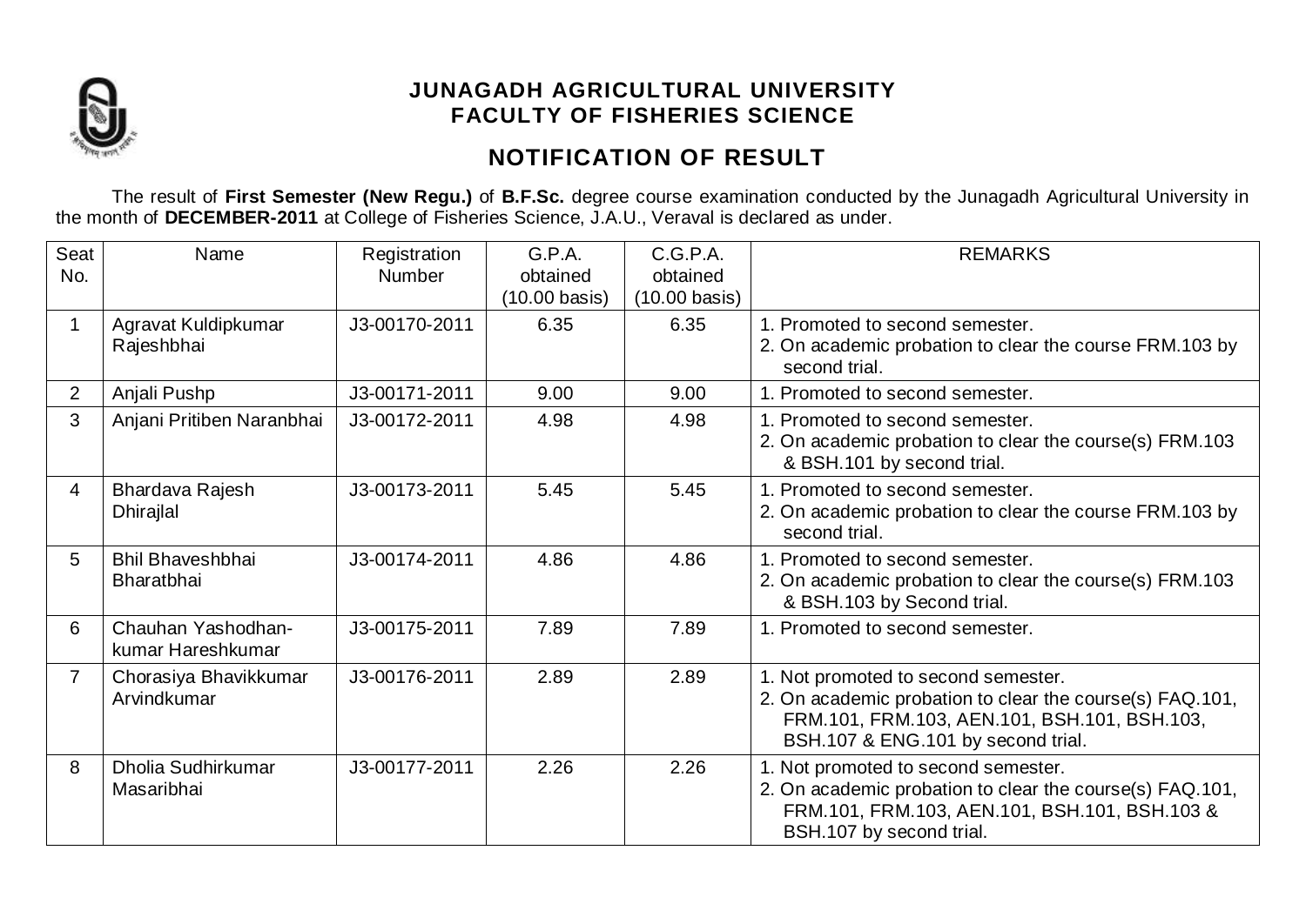# JUNAGADH AGRICULTURAL UNIVERSITY
## FACULTY OF FISHERIES SCIENCE

## NOTIFICATION OF RESULT

The result of **First Semester (New Regu.)** of **B.F.Sc.** degree course examination conducted by the Junagadh Agricultural University in the month of **DECEMBER-2011** at College of Fisheries Science, J.A.U., Veraval is declared as under.

| Seat No. | Name | Registration Number | G.P.A. obtained (10.00 basis) | C.G.P.A. obtained (10.00 basis) | REMARKS |
|---|---|---|---|---|---|
| 1 | Agravat Kuldipkumar Rajeshbhai | J3-00170-2011 | 6.35 | 6.35 | 1. Promoted to second semester.<br>2. On academic probation to clear the course FRM.103 by second trial. |
| 2 | Anjali Pushp | J3-00171-2011 | 9.00 | 9.00 | 1. Promoted to second semester. |
| 3 | Anjani Pritiben Naranbhai | J3-00172-2011 | 4.98 | 4.98 | 1. Promoted to second semester.<br>2. On academic probation to clear the course(s) FRM.103 & BSH.101 by second trial. |
| 4 | Bhardava Rajesh Dhirajlal | J3-00173-2011 | 5.45 | 5.45 | 1. Promoted to second semester.<br>2. On academic probation to clear the course FRM.103 by second trial. |
| 5 | Bhil Bhaveshbhai Bharatbhai | J3-00174-2011 | 4.86 | 4.86 | 1. Promoted to second semester.<br>2. On academic probation to clear the course(s) FRM.103 & BSH.103 by Second trial. |
| 6 | Chauhan Yashodhan-kumar Hareshkumar | J3-00175-2011 | 7.89 | 7.89 | 1. Promoted to second semester. |
| 7 | Chorasiya Bhavikkumar Arvindkumar | J3-00176-2011 | 2.89 | 2.89 | 1. Not promoted to second semester.<br>2. On academic probation to clear the course(s) FAQ.101, FRM.101, FRM.103, AEN.101, BSH.101, BSH.103, BSH.107 & ENG.101 by second trial. |
| 8 | Dholia Sudhirkumar Masaribhai | J3-00177-2011 | 2.26 | 2.26 | 1. Not promoted to second semester.<br>2. On academic probation to clear the course(s) FAQ.101, FRM.101, FRM.103, AEN.101, BSH.101, BSH.103 & BSH.107 by second trial. |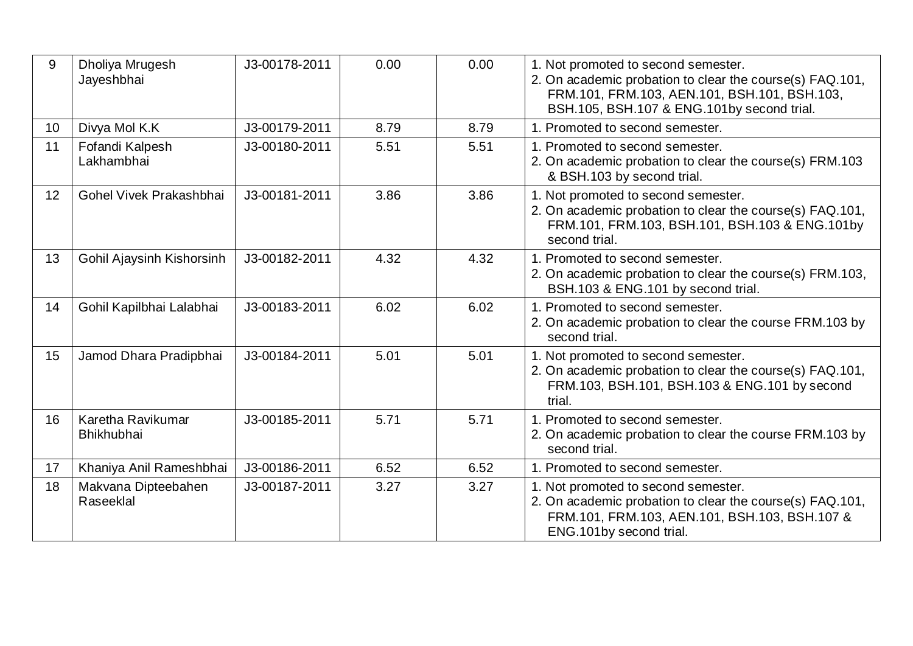| | | | | | |
|---|---|---|---|---|---|
| 9 | Dholiya Mrugesh Jayeshbhai | J3-00178-2011 | 0.00 | 0.00 | 1. Not promoted to second semester.<br>2. On academic probation to clear the course(s) FAQ.101, FRM.101, FRM.103, AEN.101, BSH.101, BSH.103, BSH.105, BSH.107 & ENG.101by second trial. |
| 10 | Divya Mol K.K | J3-00179-2011 | 8.79 | 8.79 | 1. Promoted to second semester. |
| 11 | Fofandi Kalpesh Lakhambhai | J3-00180-2011 | 5.51 | 5.51 | 1. Promoted to second semester.<br>2. On academic probation to clear the course(s) FRM.103 & BSH.103 by second trial. |
| 12 | Gohel Vivek Prakashbhai | J3-00181-2011 | 3.86 | 3.86 | 1. Not promoted to second semester.<br>2. On academic probation to clear the course(s) FAQ.101, FRM.101, FRM.103, BSH.101, BSH.103 & ENG.101by second trial. |
| 13 | Gohil Ajaysinh Kishorsinh | J3-00182-2011 | 4.32 | 4.32 | 1. Promoted to second semester.<br>2. On academic probation to clear the course(s) FRM.103, BSH.103 & ENG.101 by second trial. |
| 14 | Gohil Kapilbhai Lalabhai | J3-00183-2011 | 6.02 | 6.02 | 1. Promoted to second semester.<br>2. On academic probation to clear the course FRM.103 by second trial. |
| 15 | Jamod Dhara Pradipbhai | J3-00184-2011 | 5.01 | 5.01 | 1. Not promoted to second semester.<br>2. On academic probation to clear the course(s) FAQ.101, FRM.103, BSH.101, BSH.103 & ENG.101 by second trial. |
| 16 | Karetha Ravikumar Bhikhubhai | J3-00185-2011 | 5.71 | 5.71 | 1. Promoted to second semester.<br>2. On academic probation to clear the course FRM.103 by second trial. |
| 17 | Khaniya Anil Rameshbhai | J3-00186-2011 | 6.52 | 6.52 | 1. Promoted to second semester. |
| 18 | Makvana Dipteebahen Raseeklal | J3-00187-2011 | 3.27 | 3.27 | 1. Not promoted to second semester.<br>2. On academic probation to clear the course(s) FAQ.101, FRM.101, FRM.103, AEN.101, BSH.103, BSH.107 & ENG.101by second trial. |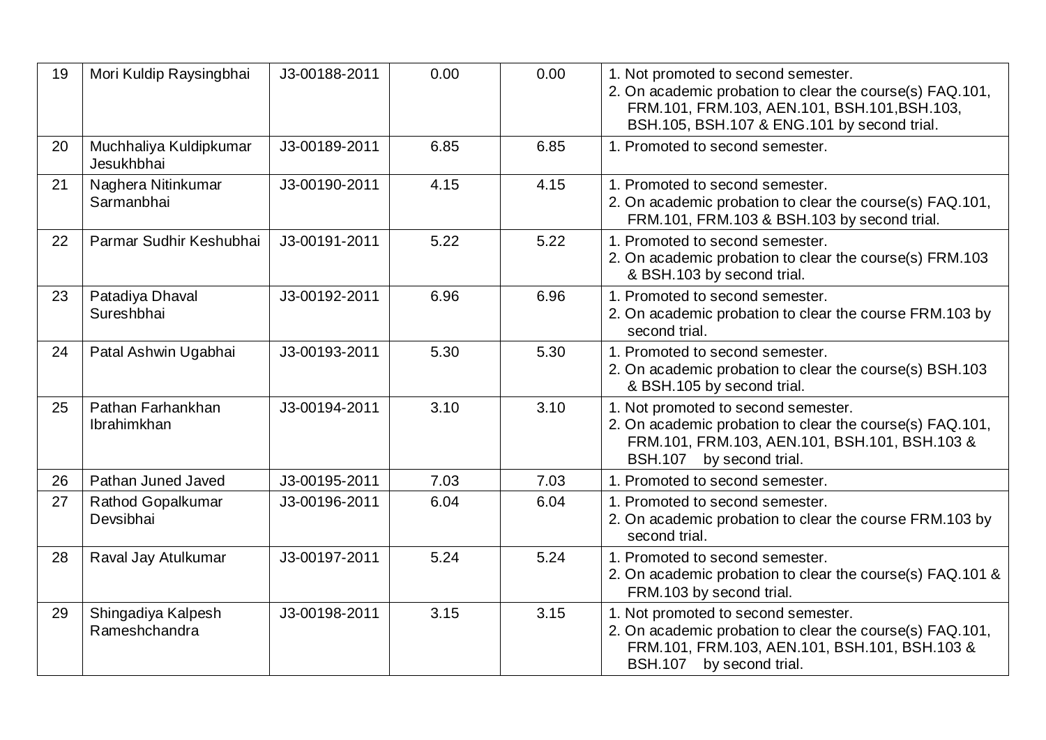| | | | | | |
|---|---|---|---|---|---|
| 19 | Mori Kuldip Raysingbhai | J3-00188-2011 | 0.00 | 0.00 | 1. Not promoted to second semester.<br>2. On academic probation to clear the course(s) FAQ.101, FRM.101, FRM.103, AEN.101, BSH.101,BSH.103, BSH.105, BSH.107 & ENG.101 by second trial. |
| 20 | Muchhaliya Kuldipkumar Jesukhbhai | J3-00189-2011 | 6.85 | 6.85 | 1. Promoted to second semester. |
| 21 | Naghera Nitinkumar Sarmanbhai | J3-00190-2011 | 4.15 | 4.15 | 1. Promoted to second semester.<br>2. On academic probation to clear the course(s) FAQ.101, FRM.101, FRM.103 & BSH.103 by second trial. |
| 22 | Parmar Sudhir Keshubhai | J3-00191-2011 | 5.22 | 5.22 | 1. Promoted to second semester.<br>2. On academic probation to clear the course(s) FRM.103 & BSH.103 by second trial. |
| 23 | Patadiya Dhaval Sureshbhai | J3-00192-2011 | 6.96 | 6.96 | 1. Promoted to second semester.<br>2. On academic probation to clear the course FRM.103 by second trial. |
| 24 | Patal Ashwin Ugabhai | J3-00193-2011 | 5.30 | 5.30 | 1. Promoted to second semester.<br>2. On academic probation to clear the course(s) BSH.103 & BSH.105 by second trial. |
| 25 | Pathan Farhankhan Ibrahimkhan | J3-00194-2011 | 3.10 | 3.10 | 1. Not promoted to second semester.<br>2. On academic probation to clear the course(s) FAQ.101, FRM.101, FRM.103, AEN.101, BSH.101, BSH.103 & BSH.107 by second trial. |
| 26 | Pathan Juned Javed | J3-00195-2011 | 7.03 | 7.03 | 1. Promoted to second semester. |
| 27 | Rathod Gopalkumar Devsibhai | J3-00196-2011 | 6.04 | 6.04 | 1. Promoted to second semester.<br>2. On academic probation to clear the course FRM.103 by second trial. |
| 28 | Raval Jay Atulkumar | J3-00197-2011 | 5.24 | 5.24 | 1. Promoted to second semester.<br>2. On academic probation to clear the course(s) FAQ.101 & FRM.103 by second trial. |
| 29 | Shingadiya Kalpesh Rameshchandra | J3-00198-2011 | 3.15 | 3.15 | 1. Not promoted to second semester.<br>2. On academic probation to clear the course(s) FAQ.101, FRM.101, FRM.103, AEN.101, BSH.101, BSH.103 & BSH.107 by second trial. |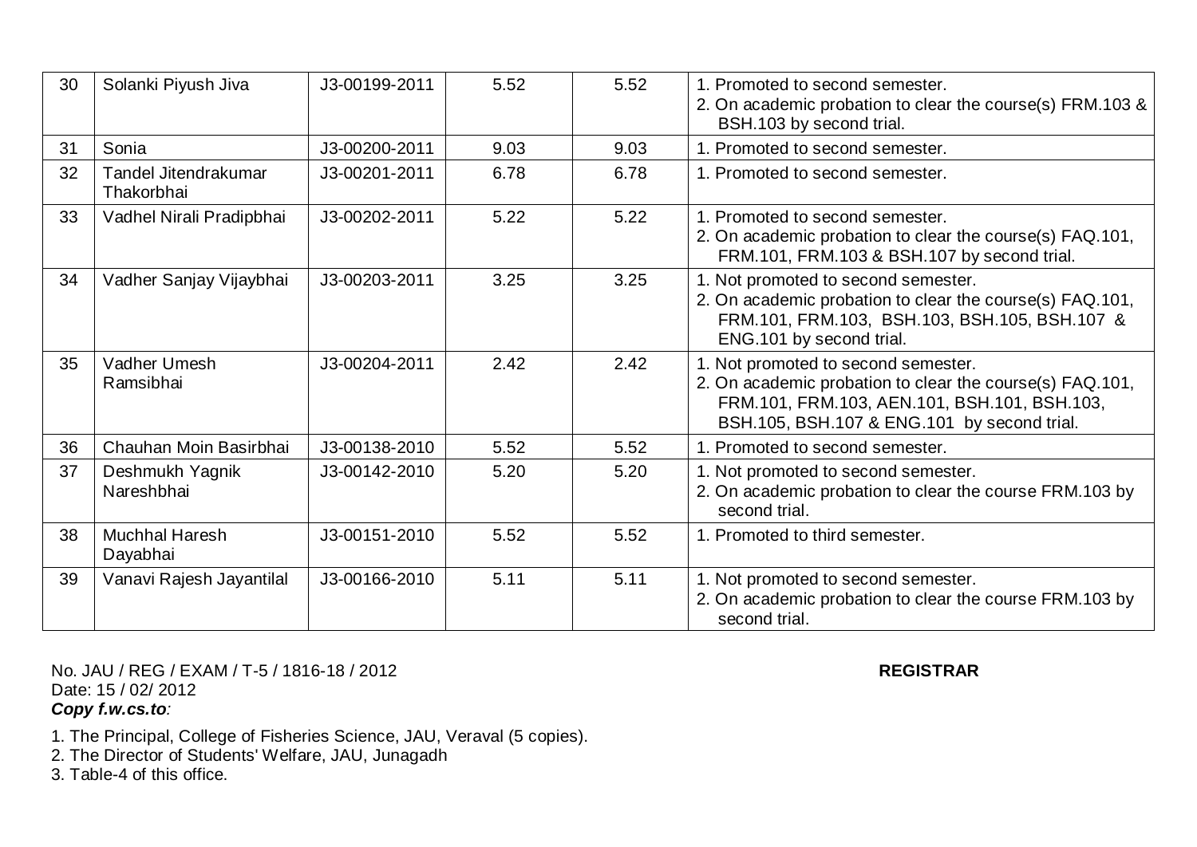| | | | | | |
|---|---|---|---|---|---|
| 30 | Solanki Piyush Jiva | J3-00199-2011 | 5.52 | 5.52 | 1. Promoted to second semester.<br>2. On academic probation to clear the course(s) FRM.103 & BSH.103 by second trial. |
| 31 | Sonia | J3-00200-2011 | 9.03 | 9.03 | 1. Promoted to second semester. |
| 32 | Tandel Jitendrakumar Thakorbhai | J3-00201-2011 | 6.78 | 6.78 | 1. Promoted to second semester. |
| 33 | Vadhel Nirali Pradipbhai | J3-00202-2011 | 5.22 | 5.22 | 1. Promoted to second semester.<br>2. On academic probation to clear the course(s) FAQ.101, FRM.101, FRM.103 & BSH.107 by second trial. |
| 34 | Vadher Sanjay Vijaybhai | J3-00203-2011 | 3.25 | 3.25 | 1. Not promoted to second semester.<br>2. On academic probation to clear the course(s) FAQ.101, FRM.101, FRM.103, BSH.103, BSH.105, BSH.107 & ENG.101 by second trial. |
| 35 | Vadher Umesh Ramsibhai | J3-00204-2011 | 2.42 | 2.42 | 1. Not promoted to second semester.<br>2. On academic probation to clear the course(s) FAQ.101, FRM.101, FRM.103, AEN.101, BSH.101, BSH.103, BSH.105, BSH.107 & ENG.101 by second trial. |
| 36 | Chauhan Moin Basirbhai | J3-00138-2010 | 5.52 | 5.52 | 1. Promoted to second semester. |
| 37 | Deshmukh Yagnik Nareshbhai | J3-00142-2010 | 5.20 | 5.20 | 1. Not promoted to second semester.<br>2. On academic probation to clear the course FRM.103 by second trial. |
| 38 | Muchhal Haresh Dayabhai | J3-00151-2010 | 5.52 | 5.52 | 1. Promoted to third semester. |
| 39 | Vanavi Rajesh Jayantilal | J3-00166-2010 | 5.11 | 5.11 | 1. Not promoted to second semester.<br>2. On academic probation to clear the course FRM.103 by second trial. |

No. JAU / REG / EXAM / T-5 / 1816-18 / 2012

Date: 15 / 02/ 2012

**REGISTRAR**

***Copy f.w.cs.to**:*

1. The Principal, College of Fisheries Science, JAU, Veraval (5 copies).
2. The Director of Students' Welfare, JAU, Junagadh
3. Table-4 of this office.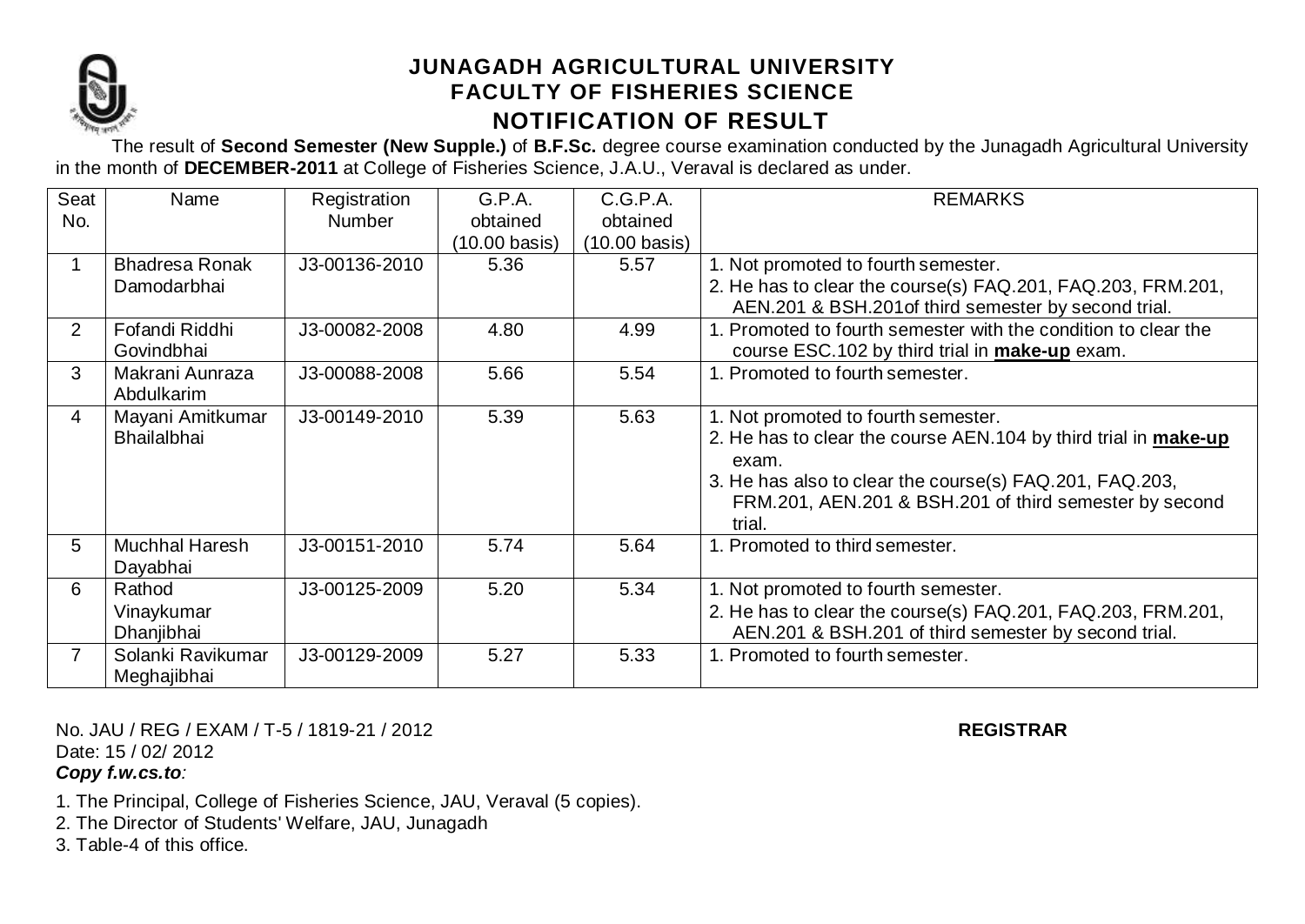# JUNAGADH AGRICULTURAL UNIVERSITY
## FACULTY OF FISHERIES SCIENCE
## NOTIFICATION OF RESULT

The result of **Second Semester (New Supple.)** of **B.F.Sc.** degree course examination conducted by the Junagadh Agricultural University in the month of **DECEMBER-2011** at College of Fisheries Science, J.A.U., Veraval is declared as under.

| Seat No. | Name | Registration Number | G.P.A. obtained (10.00 basis) | C.G.P.A. obtained (10.00 basis) | REMARKS |
|---|---|---|---|---|---|
| 1 | Bhadresa Ronak Damodarbhai | J3-00136-2010 | 5.36 | 5.57 | 1. Not promoted to fourth semester.<br>2. He has to clear the course(s) FAQ.201, FAQ.203, FRM.201, AEN.201 & BSH.201of third semester by second trial. |
| 2 | Fofandi Riddhi Govindbhai | J3-00082-2008 | 4.80 | 4.99 | 1. Promoted to fourth semester with the condition to clear the course ESC.102 by third trial in **make-up** exam. |
| 3 | Makrani Aunraza Abdulkarim | J3-00088-2008 | 5.66 | 5.54 | 1. Promoted to fourth semester. |
| 4 | Mayani Amitkumar Bhailalbhai | J3-00149-2010 | 5.39 | 5.63 | 1. Not promoted to fourth semester.<br>2. He has to clear the course AEN.104 by third trial in **make-up** exam.<br>3. He has also to clear the course(s) FAQ.201, FAQ.203, FRM.201, AEN.201 & BSH.201 of third semester by second trial. |
| 5 | Muchhal Haresh Dayabhai | J3-00151-2010 | 5.74 | 5.64 | 1. Promoted to third semester. |
| 6 | Rathod Vinaykumar Dhanjibhai | J3-00125-2009 | 5.20 | 5.34 | 1. Not promoted to fourth semester.<br>2. He has to clear the course(s) FAQ.201, FAQ.203, FRM.201, AEN.201 & BSH.201 of third semester by second trial. |
| 7 | Solanki Ravikumar Meghajibhai | J3-00129-2009 | 5.27 | 5.33 | 1. Promoted to fourth semester. |

No. JAU / REG / EXAM / T-5 / 1819-21 / 2012

Date: 15 / 02/ 2012

**REGISTRAR**

***Copy f.w.cs.to**:*

1. The Principal, College of Fisheries Science, JAU, Veraval (5 copies).
2. The Director of Students' Welfare, JAU, Junagadh
3. Table-4 of this office.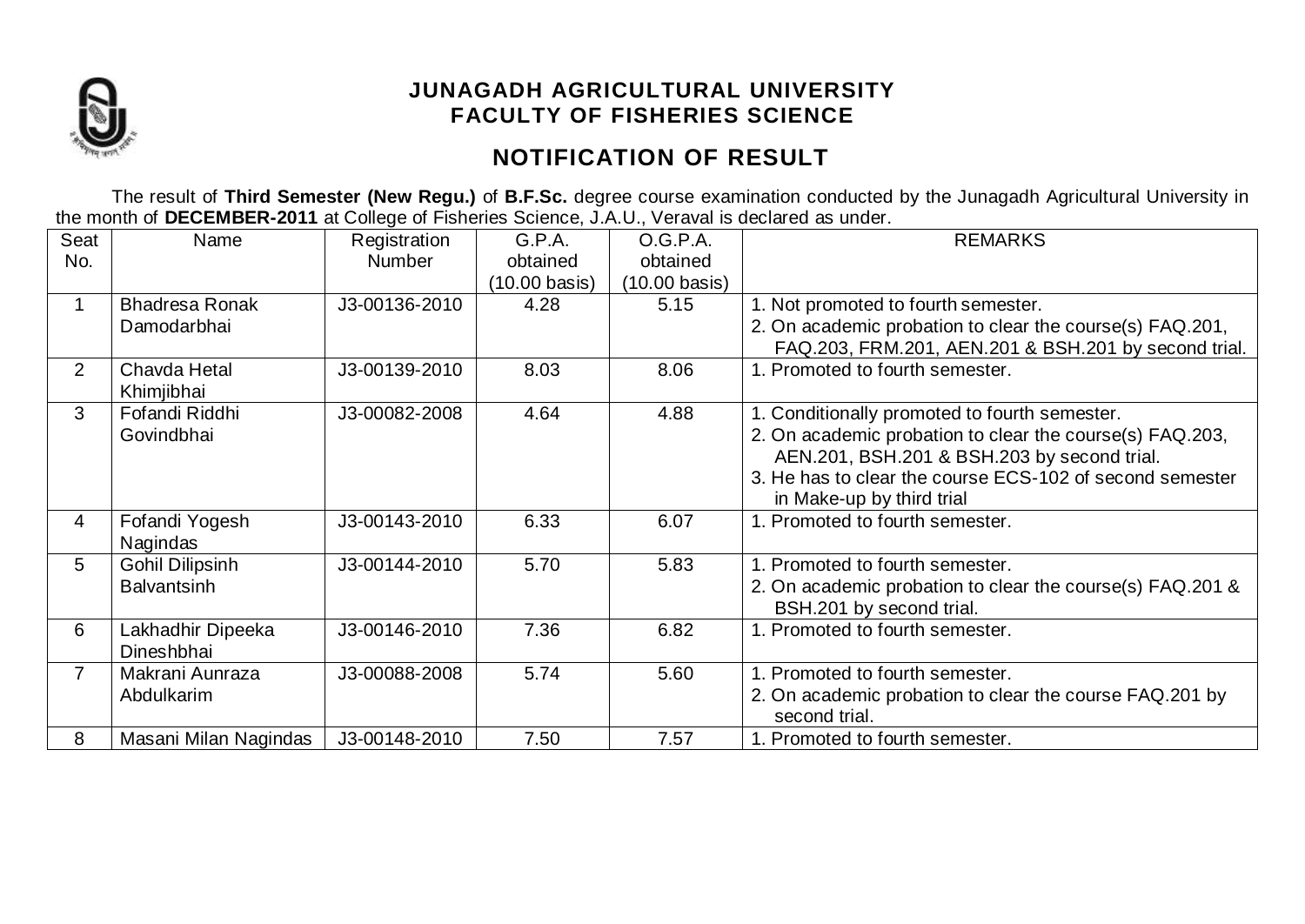# JUNAGADH AGRICULTURAL UNIVERSITY
## FACULTY OF FISHERIES SCIENCE

## NOTIFICATION OF RESULT

The result of **Third Semester (New Regu.)** of **B.F.Sc.** degree course examination conducted by the Junagadh Agricultural University in the month of **DECEMBER-2011** at College of Fisheries Science, J.A.U., Veraval is declared as under.

| Seat No. | Name | Registration Number | G.P.A. obtained (10.00 basis) | O.G.P.A. obtained (10.00 basis) | REMARKS |
|---|---|---|---|---|---|
| 1 | Bhadresa Ronak Damodarbhai | J3-00136-2010 | 4.28 | 5.15 | 1. Not promoted to fourth semester.<br>2. On academic probation to clear the course(s) FAQ.201, FAQ.203, FRM.201, AEN.201 & BSH.201 by second trial. |
| 2 | Chavda Hetal Khimjibhai | J3-00139-2010 | 8.03 | 8.06 | 1. Promoted to fourth semester. |
| 3 | Fofandi Riddhi Govindbhai | J3-00082-2008 | 4.64 | 4.88 | 1. Conditionally promoted to fourth semester.<br>2. On academic probation to clear the course(s) FAQ.203, AEN.201, BSH.201 & BSH.203 by second trial.<br>3. He has to clear the course ECS-102 of second semester in Make-up by third trial |
| 4 | Fofandi Yogesh Nagindas | J3-00143-2010 | 6.33 | 6.07 | 1. Promoted to fourth semester. |
| 5 | Gohil Dilipsinh Balvantsinh | J3-00144-2010 | 5.70 | 5.83 | 1. Promoted to fourth semester.<br>2. On academic probation to clear the course(s) FAQ.201 & BSH.201 by second trial. |
| 6 | Lakhadhir Dipeeka Dineshbhai | J3-00146-2010 | 7.36 | 6.82 | 1. Promoted to fourth semester. |
| 7 | Makrani Aunraza Abdulkarim | J3-00088-2008 | 5.74 | 5.60 | 1. Promoted to fourth semester.<br>2. On academic probation to clear the course FAQ.201 by second trial. |
| 8 | Masani Milan Nagindas | J3-00148-2010 | 7.50 | 7.57 | 1. Promoted to fourth semester. |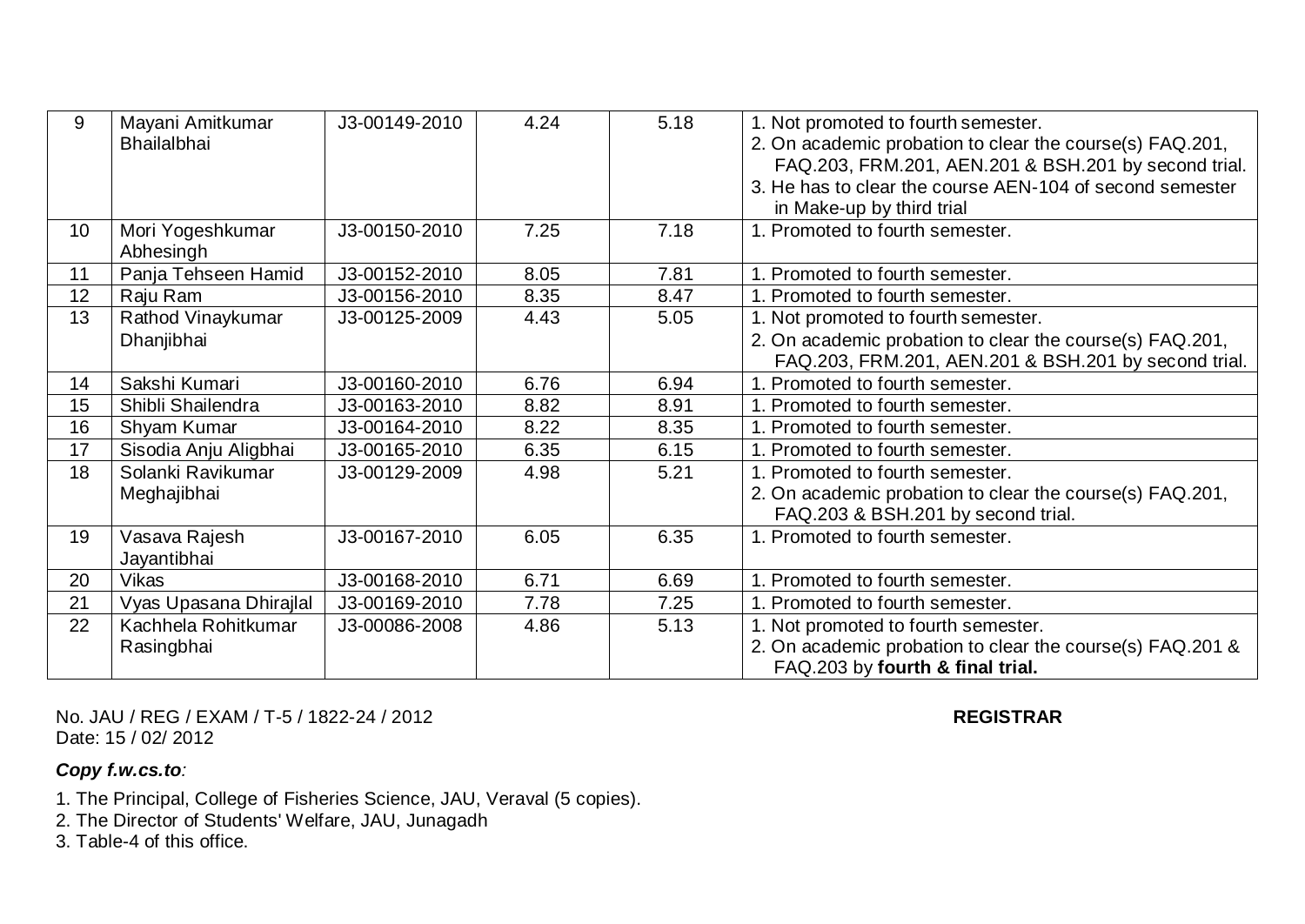| | | | | | |
|---|---|---|---|---|---|
| 9 | Mayani Amitkumar Bhailalbhai | J3-00149-2010 | 4.24 | 5.18 | 1. Not promoted to fourth semester.<br>2. On academic probation to clear the course(s) FAQ.201, FAQ.203, FRM.201, AEN.201 & BSH.201 by second trial.<br>3. He has to clear the course AEN-104 of second semester in Make-up by third trial |
| 10 | Mori Yogeshkumar Abhesingh | J3-00150-2010 | 7.25 | 7.18 | 1. Promoted to fourth semester. |
| 11 | Panja Tehseen Hamid | J3-00152-2010 | 8.05 | 7.81 | 1. Promoted to fourth semester. |
| 12 | Raju Ram | J3-00156-2010 | 8.35 | 8.47 | 1. Promoted to fourth semester. |
| 13 | Rathod Vinaykumar Dhanjibhai | J3-00125-2009 | 4.43 | 5.05 | 1. Not promoted to fourth semester.<br>2. On academic probation to clear the course(s) FAQ.201, FAQ.203, FRM.201, AEN.201 & BSH.201 by second trial. |
| 14 | Sakshi Kumari | J3-00160-2010 | 6.76 | 6.94 | 1. Promoted to fourth semester. |
| 15 | Shibli Shailendra | J3-00163-2010 | 8.82 | 8.91 | 1. Promoted to fourth semester. |
| 16 | Shyam Kumar | J3-00164-2010 | 8.22 | 8.35 | 1. Promoted to fourth semester. |
| 17 | Sisodia Anju Aligbhai | J3-00165-2010 | 6.35 | 6.15 | 1. Promoted to fourth semester. |
| 18 | Solanki Ravikumar Meghajibhai | J3-00129-2009 | 4.98 | 5.21 | 1. Promoted to fourth semester.<br>2. On academic probation to clear the course(s) FAQ.201, FAQ.203 & BSH.201 by second trial. |
| 19 | Vasava Rajesh Jayantibhai | J3-00167-2010 | 6.05 | 6.35 | 1. Promoted to fourth semester. |
| 20 | Vikas | J3-00168-2010 | 6.71 | 6.69 | 1. Promoted to fourth semester. |
| 21 | Vyas Upasana Dhirajlal | J3-00169-2010 | 7.78 | 7.25 | 1. Promoted to fourth semester. |
| 22 | Kachhela Rohitkumar Rasingbhai | J3-00086-2008 | 4.86 | 5.13 | 1. Not promoted to fourth semester.<br>2. On academic probation to clear the course(s) FAQ.201 & FAQ.203 by **fourth & final trial.** |

No. JAU / REG / EXAM / T-5 / 1822-24 / 2012
Date: 15 / 02/ 2012

**REGISTRAR**

***Copy f.w.cs.to*:**

1. The Principal, College of Fisheries Science, JAU, Veraval (5 copies).
2. The Director of Students' Welfare, JAU, Junagadh
3. Table-4 of this office.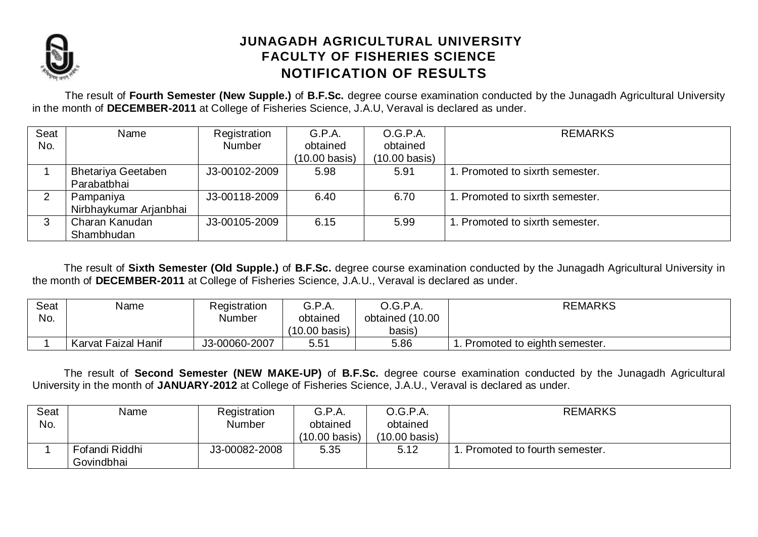# JUNAGADH AGRICULTURAL UNIVERSITY
## FACULTY OF FISHERIES SCIENCE
## NOTIFICATION OF RESULTS

The result of **Fourth Semester (New Supple.)** of **B.F.Sc.** degree course examination conducted by the Junagadh Agricultural University in the month of **DECEMBER-2011** at College of Fisheries Science, J.A.U, Veraval is declared as under.

| Seat No. | Name | Registration Number | G.P.A. obtained (10.00 basis) | O.G.P.A. obtained (10.00 basis) | REMARKS |
|---|---|---|---|---|---|
| 1 | Bhetariya Geetaben Parabatbhai | J3-00102-2009 | 5.98 | 5.91 | 1. Promoted to sixrth semester. |
| 2 | Pampaniya Nirbhaykumar Arjanbhai | J3-00118-2009 | 6.40 | 6.70 | 1. Promoted to sixrth semester. |
| 3 | Charan Kanudan Shambhudan | J3-00105-2009 | 6.15 | 5.99 | 1. Promoted to sixrth semester. |

The result of **Sixth Semester (Old Supple.)** of **B.F.Sc.** degree course examination conducted by the Junagadh Agricultural University in the month of **DECEMBER-2011** at College of Fisheries Science, J.A.U., Veraval is declared as under.

| Seat No. | Name | Registration Number | G.P.A. obtained (10.00 basis) | O.G.P.A. obtained (10.00 basis) | REMARKS |
|---|---|---|---|---|---|
| 1 | Karvat Faizal Hanif | J3-00060-2007 | 5.51 | 5.86 | 1. Promoted to eighth semester. |

The result of **Second Semester (NEW MAKE-UP)** of **B.F.Sc.** degree course examination conducted by the Junagadh Agricultural University in the month of **JANUARY-2012** at College of Fisheries Science, J.A.U., Veraval is declared as under.

| Seat No. | Name | Registration Number | G.P.A. obtained (10.00 basis) | O.G.P.A. obtained (10.00 basis) | REMARKS |
|---|---|---|---|---|---|
| 1 | Fofandi Riddhi Govindbhai | J3-00082-2008 | 5.35 | 5.12 | 1. Promoted to fourth semester. |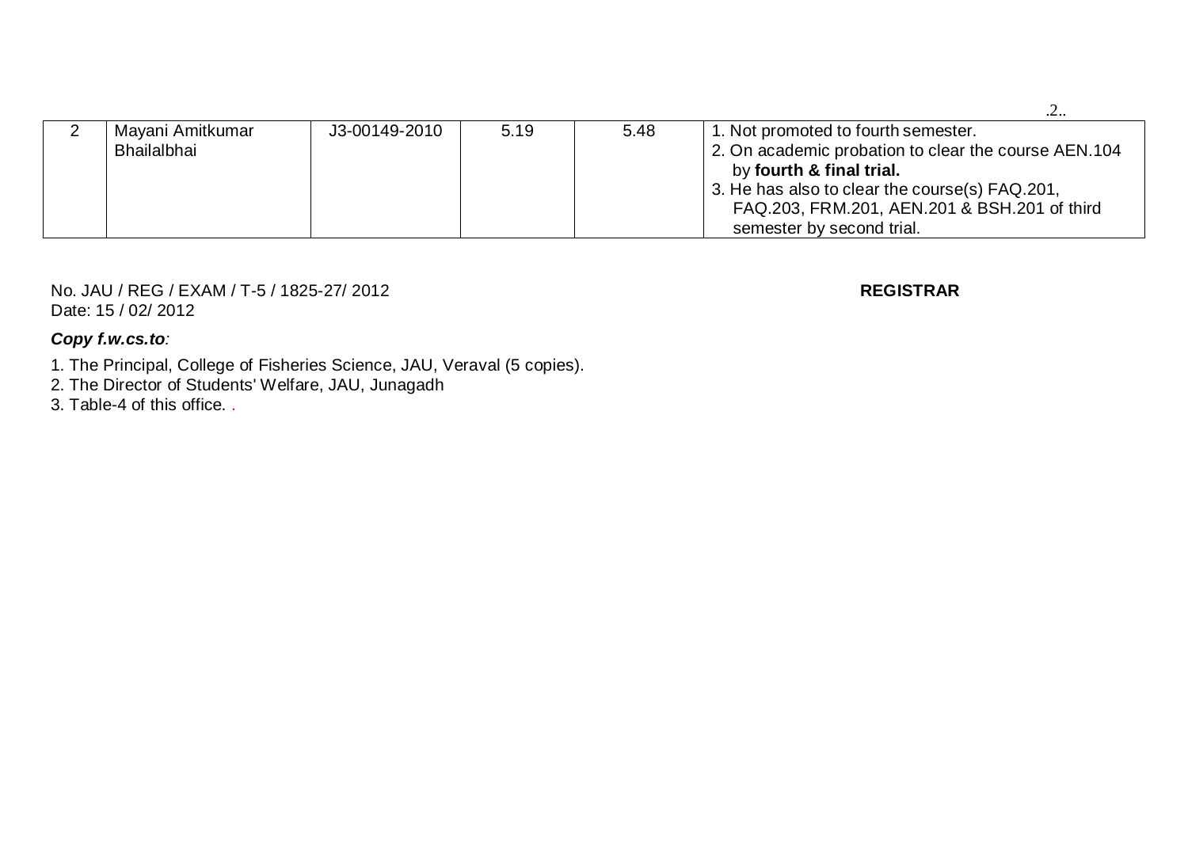| | | | | | |
|---|---|---|---|---|---|
| 2 | Mayani Amitkumar Bhailalbhai | J3-00149-2010 | 5.19 | 5.48 | 1. Not promoted to fourth semester.<br>2. On academic probation to clear the course AEN.104 by **fourth & final trial.**<br>3. He has also to clear the course(s) FAQ.201, FAQ.203, FRM.201, AEN.201 & BSH.201 of third semester by second trial. |

No. JAU / REG / EXAM / T-5 / 1825-27/ 2012

Date: 15 / 02/ 2012

**REGISTRAR**

***Copy f.w.cs.to:***

1. The Principal, College of Fisheries Science, JAU, Veraval (5 copies).
2. The Director of Students' Welfare, JAU, Junagadh
3. Table-4 of this office. .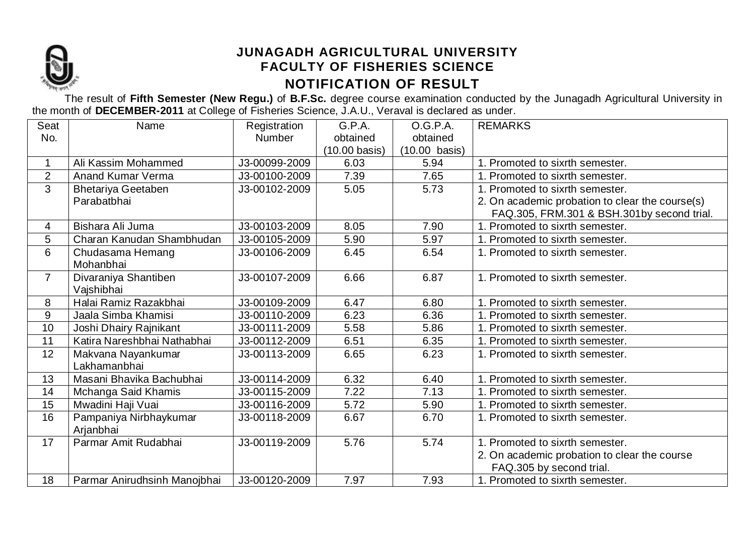# JUNAGADH AGRICULTURAL UNIVERSITY
## FACULTY OF FISHERIES SCIENCE
## NOTIFICATION OF RESULT

The result of **Fifth Semester (New Regu.)** of **B.F.Sc.** degree course examination conducted by the Junagadh Agricultural University in the month of **DECEMBER-2011** at College of Fisheries Science, J.A.U., Veraval is declared as under.

| Seat No. | Name | Registration Number | G.P.A. obtained (10.00 basis) | O.G.P.A. obtained (10.00 basis) | REMARKS |
|---|---|---|---|---|---|
| 1 | Ali Kassim Mohammed | J3-00099-2009 | 6.03 | 5.94 | 1. Promoted to sixrth semester. |
| 2 | Anand Kumar Verma | J3-00100-2009 | 7.39 | 7.65 | 1. Promoted to sixrth semester. |
| 3 | Bhetariya Geetaben Parabatbhai | J3-00102-2009 | 5.05 | 5.73 | 1. Promoted to sixrth semester. 2. On academic probation to clear the course(s) FAQ.305, FRM.301 & BSH.301by second trial. |
| 4 | Bishara Ali Juma | J3-00103-2009 | 8.05 | 7.90 | 1. Promoted to sixrth semester. |
| 5 | Charan Kanudan Shambhudan | J3-00105-2009 | 5.90 | 5.97 | 1. Promoted to sixrth semester. |
| 6 | Chudasama Hemang Mohanbhai | J3-00106-2009 | 6.45 | 6.54 | 1. Promoted to sixrth semester. |
| 7 | Divaraniya Shantiben Vajshibhai | J3-00107-2009 | 6.66 | 6.87 | 1. Promoted to sixrth semester. |
| 8 | Halai Ramiz Razakbhai | J3-00109-2009 | 6.47 | 6.80 | 1. Promoted to sixrth semester. |
| 9 | Jaala Simba Khamisi | J3-00110-2009 | 6.23 | 6.36 | 1. Promoted to sixrth semester. |
| 10 | Joshi Dhairy Rajnikant | J3-00111-2009 | 5.58 | 5.86 | 1. Promoted to sixrth semester. |
| 11 | Katira Nareshbhai Nathabhai | J3-00112-2009 | 6.51 | 6.35 | 1. Promoted to sixrth semester. |
| 12 | Makvana Nayankumar Lakhamanbhai | J3-00113-2009 | 6.65 | 6.23 | 1. Promoted to sixrth semester. |
| 13 | Masani Bhavika Bachubhai | J3-00114-2009 | 6.32 | 6.40 | 1. Promoted to sixrth semester. |
| 14 | Mchanga Said Khamis | J3-00115-2009 | 7.22 | 7.13 | 1. Promoted to sixrth semester. |
| 15 | Mwadini Haji Vuai | J3-00116-2009 | 5.72 | 5.90 | 1. Promoted to sixrth semester. |
| 16 | Pampaniya Nirbhaykumar Arjanbhai | J3-00118-2009 | 6.67 | 6.70 | 1. Promoted to sixrth semester. |
| 17 | Parmar Amit Rudabhai | J3-00119-2009 | 5.76 | 5.74 | 1. Promoted to sixrth semester. 2. On academic probation to clear the course FAQ.305 by second trial. |
| 18 | Parmar Anirudhsinh Manojbhai | J3-00120-2009 | 7.97 | 7.93 | 1. Promoted to sixrth semester. |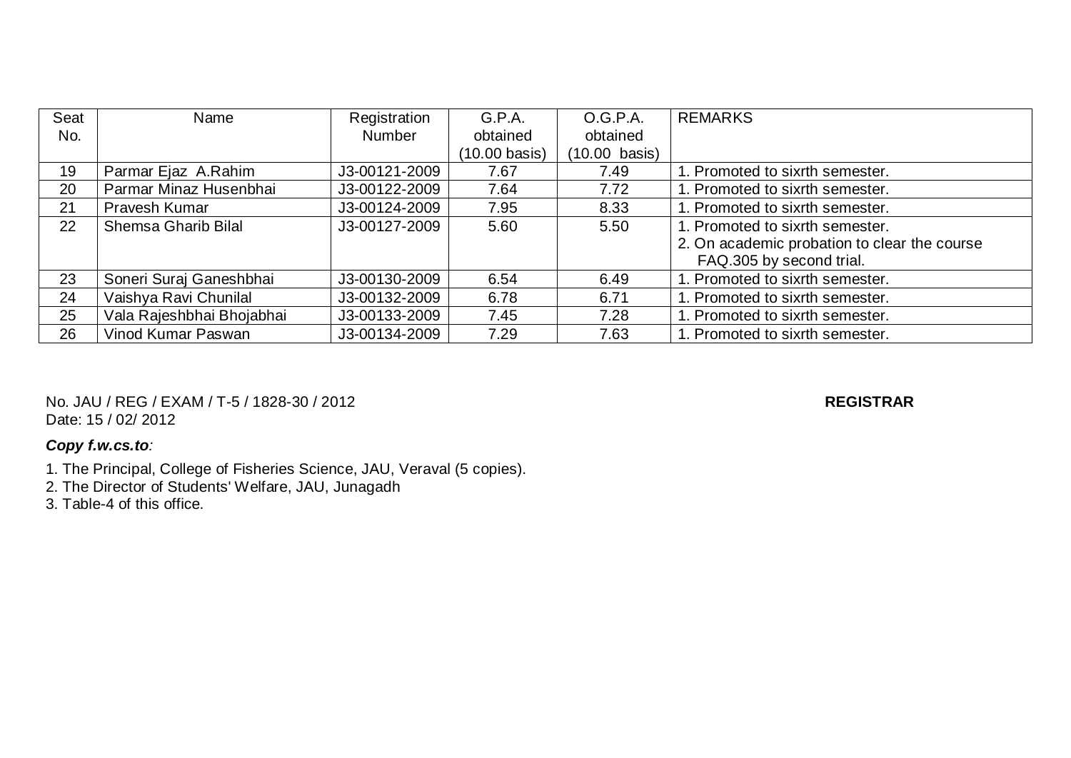| Seat No. | Name | Registration Number | G.P.A. obtained (10.00 basis) | O.G.P.A. obtained (10.00 basis) | REMARKS |
|---|---|---|---|---|---|
| 19 | Parmar Ejaz A.Rahim | J3-00121-2009 | 7.67 | 7.49 | 1. Promoted to sixrth semester. |
| 20 | Parmar Minaz Husenbhai | J3-00122-2009 | 7.64 | 7.72 | 1. Promoted to sixrth semester. |
| 21 | Pravesh Kumar | J3-00124-2009 | 7.95 | 8.33 | 1. Promoted to sixrth semester. |
| 22 | Shemsa Gharib Bilal | J3-00127-2009 | 5.60 | 5.50 | 1. Promoted to sixrth semester. 2. On academic probation to clear the course FAQ.305 by second trial. |
| 23 | Soneri Suraj Ganeshbhai | J3-00130-2009 | 6.54 | 6.49 | 1. Promoted to sixrth semester. |
| 24 | Vaishya Ravi Chunilal | J3-00132-2009 | 6.78 | 6.71 | 1. Promoted to sixrth semester. |
| 25 | Vala Rajeshbhai Bhojabhai | J3-00133-2009 | 7.45 | 7.28 | 1. Promoted to sixrth semester. |
| 26 | Vinod Kumar Paswan | J3-00134-2009 | 7.29 | 7.63 | 1. Promoted to sixrth semester. |

No. JAU / REG / EXAM / T-5 / 1828-30 / 2012

Date: 15 / 02/ 2012

**REGISTRAR**

***Copy f.w.cs.to:***

1. The Principal, College of Fisheries Science, JAU, Veraval (5 copies).
2. The Director of Students' Welfare, JAU, Junagadh
3. Table-4 of this office.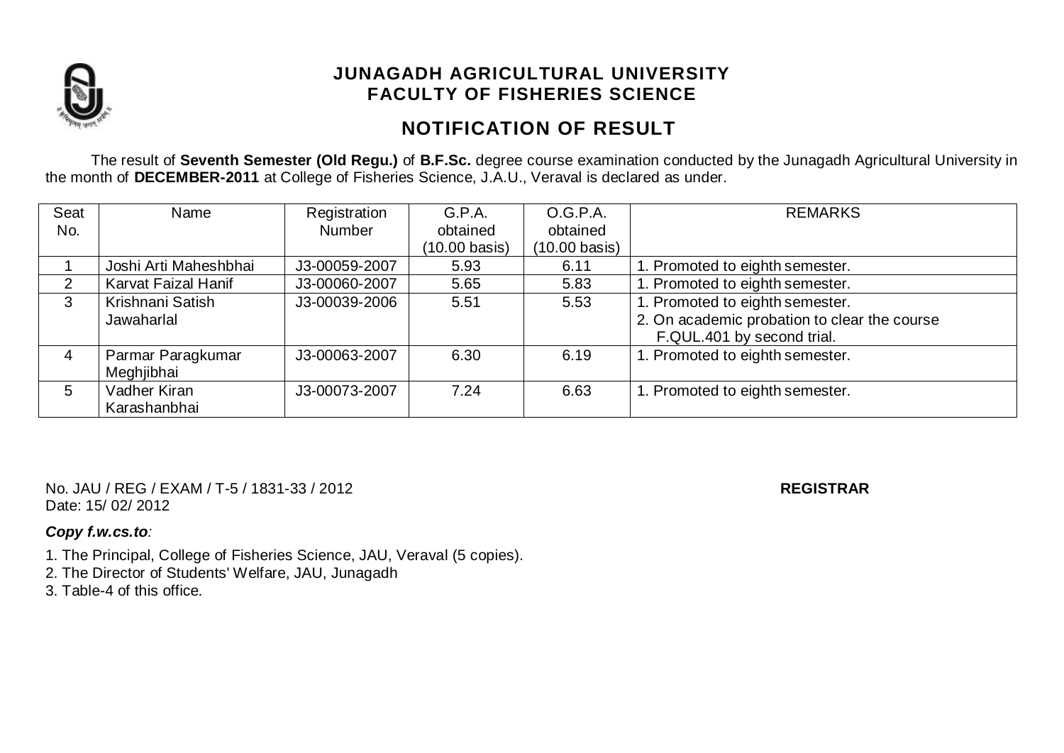# JUNAGADH AGRICULTURAL UNIVERSITY
## FACULTY OF FISHERIES SCIENCE

## NOTIFICATION OF RESULT

The result of **Seventh Semester (Old Regu.)** of **B.F.Sc.** degree course examination conducted by the Junagadh Agricultural University in the month of **DECEMBER-2011** at College of Fisheries Science, J.A.U., Veraval is declared as under.

| Seat No. | Name | Registration Number | G.P.A. obtained (10.00 basis) | O.G.P.A. obtained (10.00 basis) | REMARKS |
|---|---|---|---|---|---|
| 1 | Joshi Arti Maheshbhai | J3-00059-2007 | 5.93 | 6.11 | 1. Promoted to eighth semester. |
| 2 | Karvat Faizal Hanif | J3-00060-2007 | 5.65 | 5.83 | 1. Promoted to eighth semester. |
| 3 | Krishnani Satish Jawaharlal | J3-00039-2006 | 5.51 | 5.53 | 1. Promoted to eighth semester.<br>2. On academic probation to clear the course F.QUL.401 by second trial. |
| 4 | Parmar Paragkumar Meghjibhai | J3-00063-2007 | 6.30 | 6.19 | 1. Promoted to eighth semester. |
| 5 | Vadher Kiran Karashanbhai | J3-00073-2007 | 7.24 | 6.63 | 1. Promoted to eighth semester. |

No. JAU / REG / EXAM / T-5 / 1831-33 / 2012

Date: 15/ 02/ 2012

**REGISTRAR**

***Copy f.w.cs.to**:*

1. The Principal, College of Fisheries Science, JAU, Veraval (5 copies).
2. The Director of Students' Welfare, JAU, Junagadh
3. Table-4 of this office.